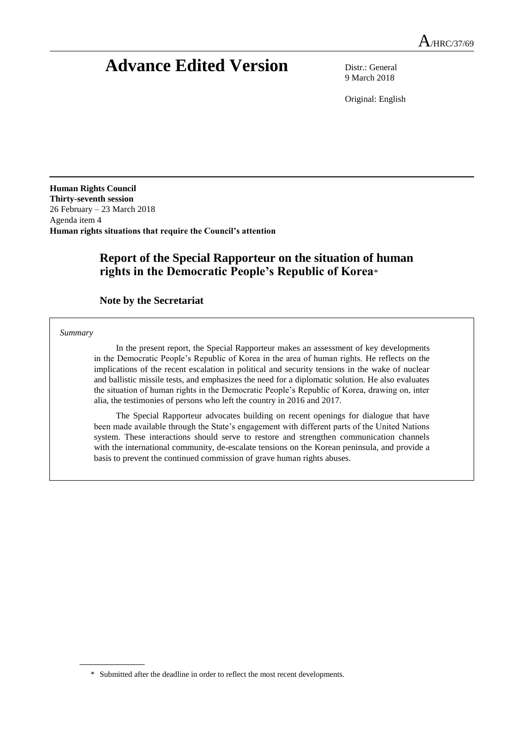A/HRC/37/69

# Advance Edited Version

Distr.: General
9 March 2018

Original: English

**Human Rights Council**
**Thirty-seventh session**
26 February – 23 March 2018
Agenda item 4
**Human rights situations that require the Council's attention**

## Report of the Special Rapporteur on the situation of human rights in the Democratic People's Republic of Korea*

### Note by the Secretariat

*Summary*

In the present report, the Special Rapporteur makes an assessment of key developments in the Democratic People's Republic of Korea in the area of human rights. He reflects on the implications of the recent escalation in political and security tensions in the wake of nuclear and ballistic missile tests, and emphasizes the need for a diplomatic solution. He also evaluates the situation of human rights in the Democratic People's Republic of Korea, drawing on, inter alia, the testimonies of persons who left the country in 2016 and 2017.

The Special Rapporteur advocates building on recent openings for dialogue that have been made available through the State's engagement with different parts of the United Nations system. These interactions should serve to restore and strengthen communication channels with the international community, de-escalate tensions on the Korean peninsula, and provide a basis to prevent the continued commission of grave human rights abuses.

\* Submitted after the deadline in order to reflect the most recent developments.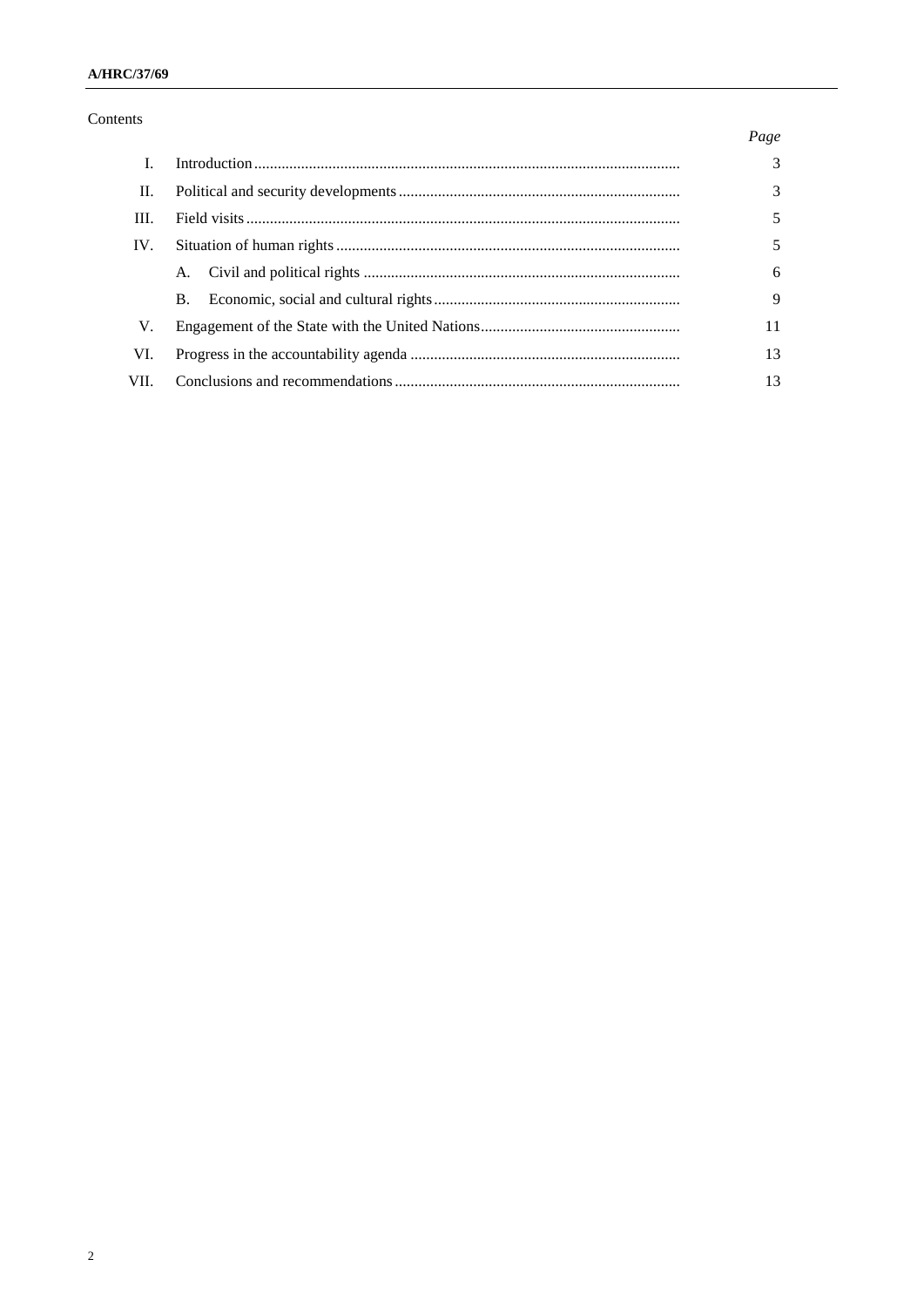Contents

| | | Page |
|---|---|---|
| I. | Introduction | 3 |
| II. | Political and security developments | 3 |
| III. | Field visits | 5 |
| IV. | Situation of human rights | 5 |
| | A. Civil and political rights | 6 |
| | B. Economic, social and cultural rights | 9 |
| V. | Engagement of the State with the United Nations | 11 |
| VI. | Progress in the accountability agenda | 13 |
| VII. | Conclusions and recommendations | 13 |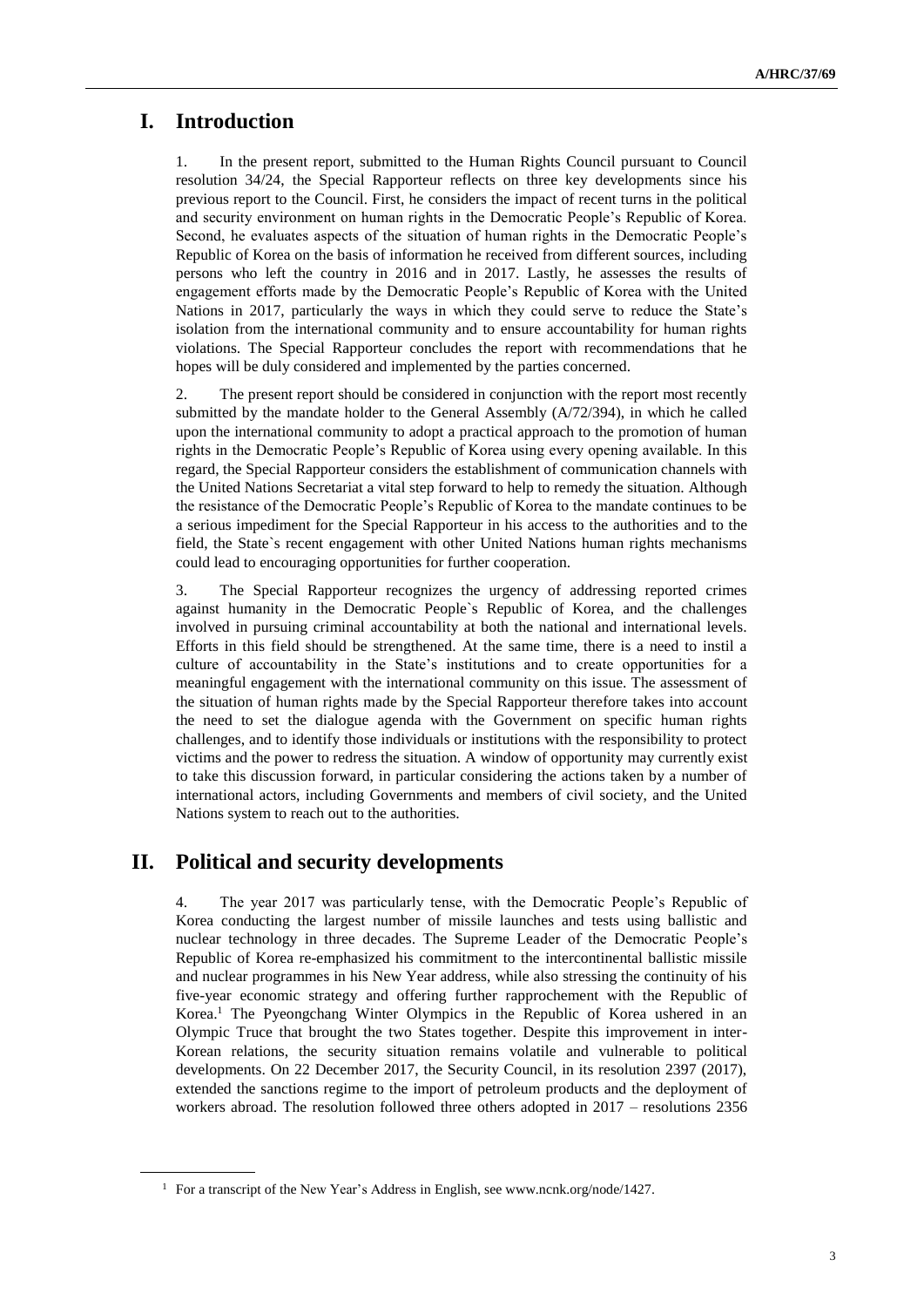# I. Introduction

1. In the present report, submitted to the Human Rights Council pursuant to Council resolution 34/24, the Special Rapporteur reflects on three key developments since his previous report to the Council. First, he considers the impact of recent turns in the political and security environment on human rights in the Democratic People's Republic of Korea. Second, he evaluates aspects of the situation of human rights in the Democratic People's Republic of Korea on the basis of information he received from different sources, including persons who left the country in 2016 and in 2017. Lastly, he assesses the results of engagement efforts made by the Democratic People's Republic of Korea with the United Nations in 2017, particularly the ways in which they could serve to reduce the State's isolation from the international community and to ensure accountability for human rights violations. The Special Rapporteur concludes the report with recommendations that he hopes will be duly considered and implemented by the parties concerned.

2. The present report should be considered in conjunction with the report most recently submitted by the mandate holder to the General Assembly (A/72/394), in which he called upon the international community to adopt a practical approach to the promotion of human rights in the Democratic People's Republic of Korea using every opening available. In this regard, the Special Rapporteur considers the establishment of communication channels with the United Nations Secretariat a vital step forward to help to remedy the situation. Although the resistance of the Democratic People's Republic of Korea to the mandate continues to be a serious impediment for the Special Rapporteur in his access to the authorities and to the field, the State`s recent engagement with other United Nations human rights mechanisms could lead to encouraging opportunities for further cooperation.

3. The Special Rapporteur recognizes the urgency of addressing reported crimes against humanity in the Democratic People`s Republic of Korea, and the challenges involved in pursuing criminal accountability at both the national and international levels. Efforts in this field should be strengthened. At the same time, there is a need to instil a culture of accountability in the State's institutions and to create opportunities for a meaningful engagement with the international community on this issue. The assessment of the situation of human rights made by the Special Rapporteur therefore takes into account the need to set the dialogue agenda with the Government on specific human rights challenges, and to identify those individuals or institutions with the responsibility to protect victims and the power to redress the situation. A window of opportunity may currently exist to take this discussion forward, in particular considering the actions taken by a number of international actors, including Governments and members of civil society, and the United Nations system to reach out to the authorities.

# II. Political and security developments

4. The year 2017 was particularly tense, with the Democratic People's Republic of Korea conducting the largest number of missile launches and tests using ballistic and nuclear technology in three decades. The Supreme Leader of the Democratic People's Republic of Korea re-emphasized his commitment to the intercontinental ballistic missile and nuclear programmes in his New Year address, while also stressing the continuity of his five-year economic strategy and offering further rapprochement with the Republic of Korea.[1] The Pyeongchang Winter Olympics in the Republic of Korea ushered in an Olympic Truce that brought the two States together. Despite this improvement in inter-Korean relations, the security situation remains volatile and vulnerable to political developments. On 22 December 2017, the Security Council, in its resolution 2397 (2017), extended the sanctions regime to the import of petroleum products and the deployment of workers abroad. The resolution followed three others adopted in 2017 – resolutions 2356

[1] For a transcript of the New Year's Address in English, see www.ncnk.org/node/1427.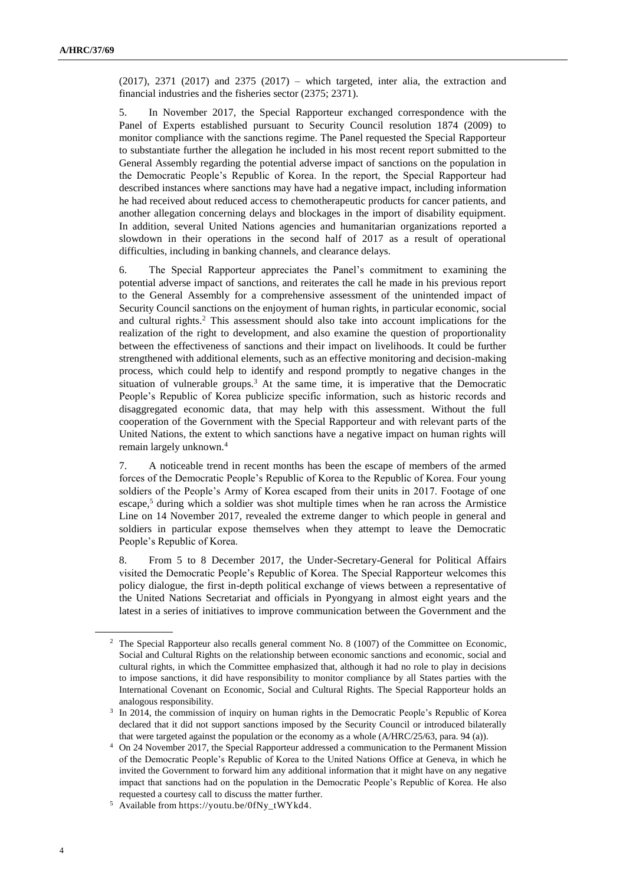(2017), 2371 (2017) and 2375 (2017) – which targeted, inter alia, the extraction and financial industries and the fisheries sector (2375; 2371).

5. In November 2017, the Special Rapporteur exchanged correspondence with the Panel of Experts established pursuant to Security Council resolution 1874 (2009) to monitor compliance with the sanctions regime. The Panel requested the Special Rapporteur to substantiate further the allegation he included in his most recent report submitted to the General Assembly regarding the potential adverse impact of sanctions on the population in the Democratic People's Republic of Korea. In the report, the Special Rapporteur had described instances where sanctions may have had a negative impact, including information he had received about reduced access to chemotherapeutic products for cancer patients, and another allegation concerning delays and blockages in the import of disability equipment. In addition, several United Nations agencies and humanitarian organizations reported a slowdown in their operations in the second half of 2017 as a result of operational difficulties, including in banking channels, and clearance delays.

6. The Special Rapporteur appreciates the Panel's commitment to examining the potential adverse impact of sanctions, and reiterates the call he made in his previous report to the General Assembly for a comprehensive assessment of the unintended impact of Security Council sanctions on the enjoyment of human rights, in particular economic, social and cultural rights.[2] This assessment should also take into account implications for the realization of the right to development, and also examine the question of proportionality between the effectiveness of sanctions and their impact on livelihoods. It could be further strengthened with additional elements, such as an effective monitoring and decision-making process, which could help to identify and respond promptly to negative changes in the situation of vulnerable groups.[3] At the same time, it is imperative that the Democratic People's Republic of Korea publicize specific information, such as historic records and disaggregated economic data, that may help with this assessment. Without the full cooperation of the Government with the Special Rapporteur and with relevant parts of the United Nations, the extent to which sanctions have a negative impact on human rights will remain largely unknown.[4]

7. A noticeable trend in recent months has been the escape of members of the armed forces of the Democratic People's Republic of Korea to the Republic of Korea. Four young soldiers of the People's Army of Korea escaped from their units in 2017. Footage of one escape,[5] during which a soldier was shot multiple times when he ran across the Armistice Line on 14 November 2017, revealed the extreme danger to which people in general and soldiers in particular expose themselves when they attempt to leave the Democratic People's Republic of Korea.

8. From 5 to 8 December 2017, the Under-Secretary-General for Political Affairs visited the Democratic People's Republic of Korea. The Special Rapporteur welcomes this policy dialogue, the first in-depth political exchange of views between a representative of the United Nations Secretariat and officials in Pyongyang in almost eight years and the latest in a series of initiatives to improve communication between the Government and the

---

[2] The Special Rapporteur also recalls general comment No. 8 (1007) of the Committee on Economic, Social and Cultural Rights on the relationship between economic sanctions and economic, social and cultural rights, in which the Committee emphasized that, although it had no role to play in decisions to impose sanctions, it did have responsibility to monitor compliance by all States parties with the International Covenant on Economic, Social and Cultural Rights. The Special Rapporteur holds an analogous responsibility.

[3] In 2014, the commission of inquiry on human rights in the Democratic People's Republic of Korea declared that it did not support sanctions imposed by the Security Council or introduced bilaterally that were targeted against the population or the economy as a whole (A/HRC/25/63, para. 94 (a)).

[4] On 24 November 2017, the Special Rapporteur addressed a communication to the Permanent Mission of the Democratic People's Republic of Korea to the United Nations Office at Geneva, in which he invited the Government to forward him any additional information that it might have on any negative impact that sanctions had on the population in the Democratic People's Republic of Korea. He also requested a courtesy call to discuss the matter further.

[5] Available from https://youtu.be/0fNy_tWYkd4.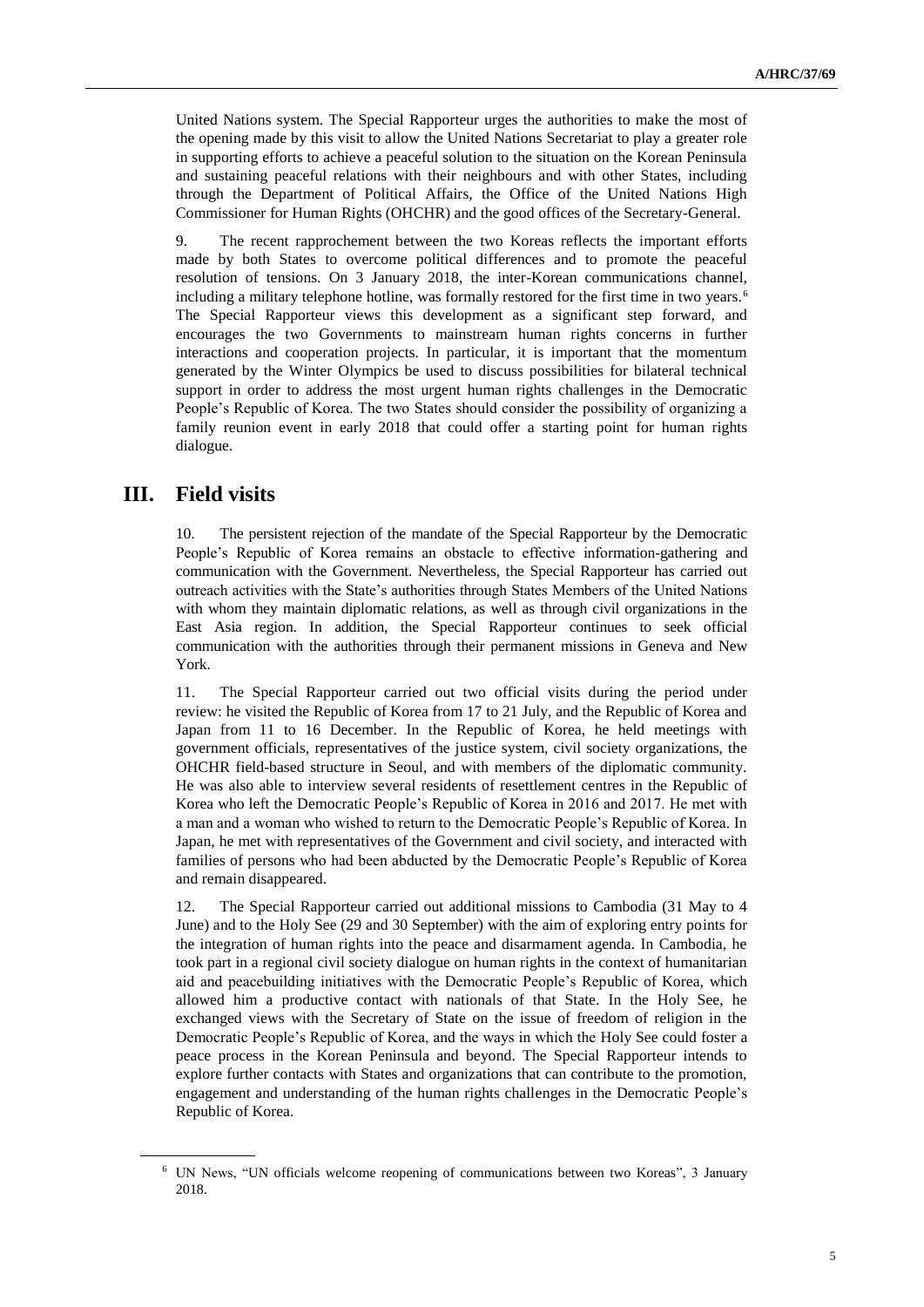United Nations system. The Special Rapporteur urges the authorities to make the most of the opening made by this visit to allow the United Nations Secretariat to play a greater role in supporting efforts to achieve a peaceful solution to the situation on the Korean Peninsula and sustaining peaceful relations with their neighbours and with other States, including through the Department of Political Affairs, the Office of the United Nations High Commissioner for Human Rights (OHCHR) and the good offices of the Secretary-General.

9. The recent rapprochement between the two Koreas reflects the important efforts made by both States to overcome political differences and to promote the peaceful resolution of tensions. On 3 January 2018, the inter-Korean communications channel, including a military telephone hotline, was formally restored for the first time in two years.[6] The Special Rapporteur views this development as a significant step forward, and encourages the two Governments to mainstream human rights concerns in further interactions and cooperation projects. In particular, it is important that the momentum generated by the Winter Olympics be used to discuss possibilities for bilateral technical support in order to address the most urgent human rights challenges in the Democratic People's Republic of Korea. The two States should consider the possibility of organizing a family reunion event in early 2018 that could offer a starting point for human rights dialogue.

## III. Field visits

10. The persistent rejection of the mandate of the Special Rapporteur by the Democratic People's Republic of Korea remains an obstacle to effective information-gathering and communication with the Government. Nevertheless, the Special Rapporteur has carried out outreach activities with the State's authorities through States Members of the United Nations with whom they maintain diplomatic relations, as well as through civil organizations in the East Asia region. In addition, the Special Rapporteur continues to seek official communication with the authorities through their permanent missions in Geneva and New York.

11. The Special Rapporteur carried out two official visits during the period under review: he visited the Republic of Korea from 17 to 21 July, and the Republic of Korea and Japan from 11 to 16 December. In the Republic of Korea, he held meetings with government officials, representatives of the justice system, civil society organizations, the OHCHR field-based structure in Seoul, and with members of the diplomatic community. He was also able to interview several residents of resettlement centres in the Republic of Korea who left the Democratic People's Republic of Korea in 2016 and 2017. He met with a man and a woman who wished to return to the Democratic People's Republic of Korea. In Japan, he met with representatives of the Government and civil society, and interacted with families of persons who had been abducted by the Democratic People's Republic of Korea and remain disappeared.

12. The Special Rapporteur carried out additional missions to Cambodia (31 May to 4 June) and to the Holy See (29 and 30 September) with the aim of exploring entry points for the integration of human rights into the peace and disarmament agenda. In Cambodia, he took part in a regional civil society dialogue on human rights in the context of humanitarian aid and peacebuilding initiatives with the Democratic People's Republic of Korea, which allowed him a productive contact with nationals of that State. In the Holy See, he exchanged views with the Secretary of State on the issue of freedom of religion in the Democratic People's Republic of Korea, and the ways in which the Holy See could foster a peace process in the Korean Peninsula and beyond. The Special Rapporteur intends to explore further contacts with States and organizations that can contribute to the promotion, engagement and understanding of the human rights challenges in the Democratic People's Republic of Korea.

[6] UN News, "UN officials welcome reopening of communications between two Koreas", 3 January 2018.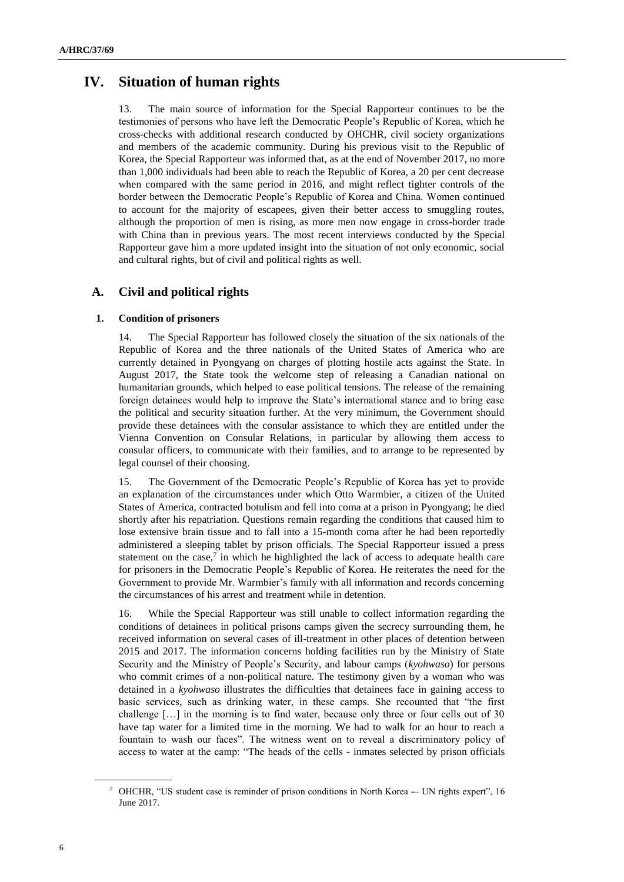# IV. Situation of human rights

13. The main source of information for the Special Rapporteur continues to be the testimonies of persons who have left the Democratic People's Republic of Korea, which he cross-checks with additional research conducted by OHCHR, civil society organizations and members of the academic community. During his previous visit to the Republic of Korea, the Special Rapporteur was informed that, as at the end of November 2017, no more than 1,000 individuals had been able to reach the Republic of Korea, a 20 per cent decrease when compared with the same period in 2016, and might reflect tighter controls of the border between the Democratic People's Republic of Korea and China. Women continued to account for the majority of escapees, given their better access to smuggling routes, although the proportion of men is rising, as more men now engage in cross-border trade with China than in previous years. The most recent interviews conducted by the Special Rapporteur gave him a more updated insight into the situation of not only economic, social and cultural rights, but of civil and political rights as well.

## A. Civil and political rights

### 1. Condition of prisoners

14. The Special Rapporteur has followed closely the situation of the six nationals of the Republic of Korea and the three nationals of the United States of America who are currently detained in Pyongyang on charges of plotting hostile acts against the State. In August 2017, the State took the welcome step of releasing a Canadian national on humanitarian grounds, which helped to ease political tensions. The release of the remaining foreign detainees would help to improve the State's international stance and to bring ease the political and security situation further. At the very minimum, the Government should provide these detainees with the consular assistance to which they are entitled under the Vienna Convention on Consular Relations, in particular by allowing them access to consular officers, to communicate with their families, and to arrange to be represented by legal counsel of their choosing.

15. The Government of the Democratic People's Republic of Korea has yet to provide an explanation of the circumstances under which Otto Warmbier, a citizen of the United States of America, contracted botulism and fell into coma at a prison in Pyongyang; he died shortly after his repatriation. Questions remain regarding the conditions that caused him to lose extensive brain tissue and to fall into a 15-month coma after he had been reportedly administered a sleeping tablet by prison officials. The Special Rapporteur issued a press statement on the case,[7] in which he highlighted the lack of access to adequate health care for prisoners in the Democratic People's Republic of Korea. He reiterates the need for the Government to provide Mr. Warmbier's family with all information and records concerning the circumstances of his arrest and treatment while in detention.

16. While the Special Rapporteur was still unable to collect information regarding the conditions of detainees in political prisons camps given the secrecy surrounding them, he received information on several cases of ill-treatment in other places of detention between 2015 and 2017. The information concerns holding facilities run by the Ministry of State Security and the Ministry of People's Security, and labour camps (*kyohwaso*) for persons who commit crimes of a non-political nature. The testimony given by a woman who was detained in a *kyohwaso* illustrates the difficulties that detainees face in gaining access to basic services, such as drinking water, in these camps. She recounted that "the first challenge […] in the morning is to find water, because only three or four cells out of 30 have tap water for a limited time in the morning. We had to walk for an hour to reach a fountain to wash our faces". The witness went on to reveal a discriminatory policy of access to water at the camp: "The heads of the cells - inmates selected by prison officials

---

[7] OHCHR, "US student case is reminder of prison conditions in North Korea -– UN rights expert", 16 June 2017.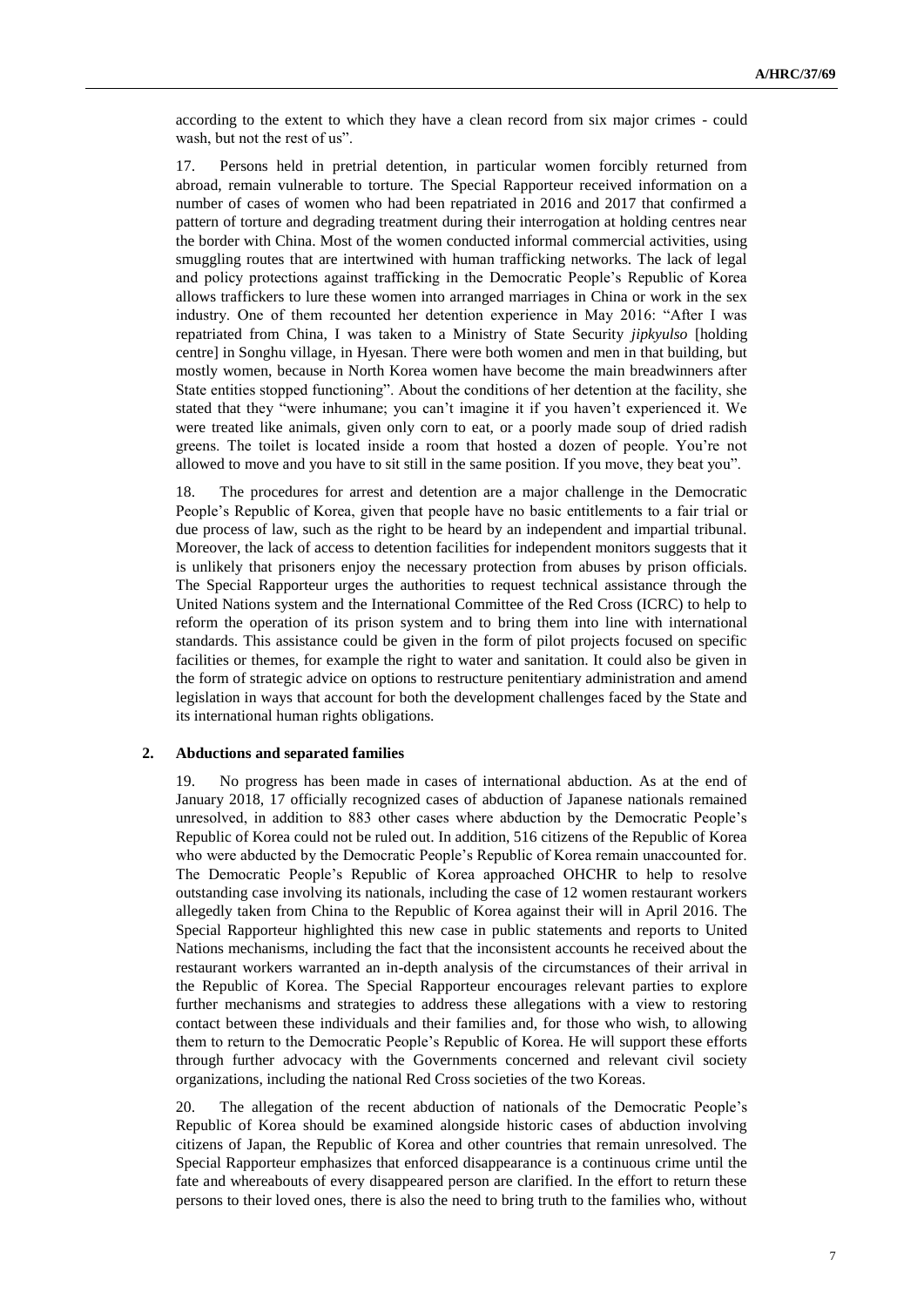according to the extent to which they have a clean record from six major crimes - could wash, but not the rest of us".

17. Persons held in pretrial detention, in particular women forcibly returned from abroad, remain vulnerable to torture. The Special Rapporteur received information on a number of cases of women who had been repatriated in 2016 and 2017 that confirmed a pattern of torture and degrading treatment during their interrogation at holding centres near the border with China. Most of the women conducted informal commercial activities, using smuggling routes that are intertwined with human trafficking networks. The lack of legal and policy protections against trafficking in the Democratic People's Republic of Korea allows traffickers to lure these women into arranged marriages in China or work in the sex industry. One of them recounted her detention experience in May 2016: "After I was repatriated from China, I was taken to a Ministry of State Security *jipkyulso* [holding centre] in Songhu village, in Hyesan. There were both women and men in that building, but mostly women, because in North Korea women have become the main breadwinners after State entities stopped functioning". About the conditions of her detention at the facility, she stated that they "were inhumane; you can't imagine it if you haven't experienced it. We were treated like animals, given only corn to eat, or a poorly made soup of dried radish greens. The toilet is located inside a room that hosted a dozen of people. You're not allowed to move and you have to sit still in the same position. If you move, they beat you".

18. The procedures for arrest and detention are a major challenge in the Democratic People's Republic of Korea, given that people have no basic entitlements to a fair trial or due process of law, such as the right to be heard by an independent and impartial tribunal. Moreover, the lack of access to detention facilities for independent monitors suggests that it is unlikely that prisoners enjoy the necessary protection from abuses by prison officials. The Special Rapporteur urges the authorities to request technical assistance through the United Nations system and the International Committee of the Red Cross (ICRC) to help to reform the operation of its prison system and to bring them into line with international standards. This assistance could be given in the form of pilot projects focused on specific facilities or themes, for example the right to water and sanitation. It could also be given in the form of strategic advice on options to restructure penitentiary administration and amend legislation in ways that account for both the development challenges faced by the State and its international human rights obligations.

### 2. Abductions and separated families

19. No progress has been made in cases of international abduction. As at the end of January 2018, 17 officially recognized cases of abduction of Japanese nationals remained unresolved, in addition to 883 other cases where abduction by the Democratic People's Republic of Korea could not be ruled out. In addition, 516 citizens of the Republic of Korea who were abducted by the Democratic People's Republic of Korea remain unaccounted for. The Democratic People's Republic of Korea approached OHCHR to help to resolve outstanding case involving its nationals, including the case of 12 women restaurant workers allegedly taken from China to the Republic of Korea against their will in April 2016. The Special Rapporteur highlighted this new case in public statements and reports to United Nations mechanisms, including the fact that the inconsistent accounts he received about the restaurant workers warranted an in-depth analysis of the circumstances of their arrival in the Republic of Korea. The Special Rapporteur encourages relevant parties to explore further mechanisms and strategies to address these allegations with a view to restoring contact between these individuals and their families and, for those who wish, to allowing them to return to the Democratic People's Republic of Korea. He will support these efforts through further advocacy with the Governments concerned and relevant civil society organizations, including the national Red Cross societies of the two Koreas.

20. The allegation of the recent abduction of nationals of the Democratic People's Republic of Korea should be examined alongside historic cases of abduction involving citizens of Japan, the Republic of Korea and other countries that remain unresolved. The Special Rapporteur emphasizes that enforced disappearance is a continuous crime until the fate and whereabouts of every disappeared person are clarified. In the effort to return these persons to their loved ones, there is also the need to bring truth to the families who, without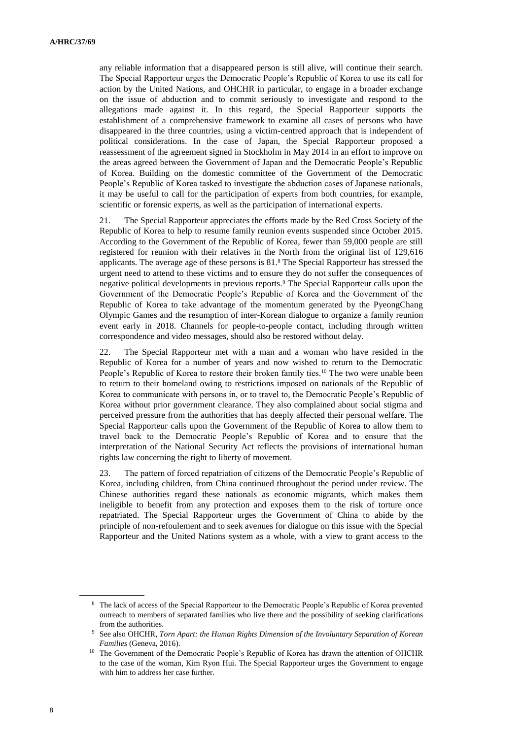any reliable information that a disappeared person is still alive, will continue their search. The Special Rapporteur urges the Democratic People's Republic of Korea to use its call for action by the United Nations, and OHCHR in particular, to engage in a broader exchange on the issue of abduction and to commit seriously to investigate and respond to the allegations made against it. In this regard, the Special Rapporteur supports the establishment of a comprehensive framework to examine all cases of persons who have disappeared in the three countries, using a victim-centred approach that is independent of political considerations. In the case of Japan, the Special Rapporteur proposed a reassessment of the agreement signed in Stockholm in May 2014 in an effort to improve on the areas agreed between the Government of Japan and the Democratic People's Republic of Korea. Building on the domestic committee of the Government of the Democratic People's Republic of Korea tasked to investigate the abduction cases of Japanese nationals, it may be useful to call for the participation of experts from both countries, for example, scientific or forensic experts, as well as the participation of international experts.

21. The Special Rapporteur appreciates the efforts made by the Red Cross Society of the Republic of Korea to help to resume family reunion events suspended since October 2015. According to the Government of the Republic of Korea, fewer than 59,000 people are still registered for reunion with their relatives in the North from the original list of 129,616 applicants. The average age of these persons is 81.[8] The Special Rapporteur has stressed the urgent need to attend to these victims and to ensure they do not suffer the consequences of negative political developments in previous reports.[9] The Special Rapporteur calls upon the Government of the Democratic People's Republic of Korea and the Government of the Republic of Korea to take advantage of the momentum generated by the PyeongChang Olympic Games and the resumption of inter-Korean dialogue to organize a family reunion event early in 2018. Channels for people-to-people contact, including through written correspondence and video messages, should also be restored without delay.

22. The Special Rapporteur met with a man and a woman who have resided in the Republic of Korea for a number of years and now wished to return to the Democratic People's Republic of Korea to restore their broken family ties.[10] The two were unable been to return to their homeland owing to restrictions imposed on nationals of the Republic of Korea to communicate with persons in, or to travel to, the Democratic People's Republic of Korea without prior government clearance. They also complained about social stigma and perceived pressure from the authorities that has deeply affected their personal welfare. The Special Rapporteur calls upon the Government of the Republic of Korea to allow them to travel back to the Democratic People's Republic of Korea and to ensure that the interpretation of the National Security Act reflects the provisions of international human rights law concerning the right to liberty of movement.

23. The pattern of forced repatriation of citizens of the Democratic People's Republic of Korea, including children, from China continued throughout the period under review. The Chinese authorities regard these nationals as economic migrants, which makes them ineligible to benefit from any protection and exposes them to the risk of torture once repatriated. The Special Rapporteur urges the Government of China to abide by the principle of non-refoulement and to seek avenues for dialogue on this issue with the Special Rapporteur and the United Nations system as a whole, with a view to grant access to the

---

[8] The lack of access of the Special Rapporteur to the Democratic People's Republic of Korea prevented outreach to members of separated families who live there and the possibility of seeking clarifications from the authorities.

[9] See also OHCHR, *Torn Apart: the Human Rights Dimension of the Involuntary Separation of Korean Families* (Geneva, 2016).

[10] The Government of the Democratic People's Republic of Korea has drawn the attention of OHCHR to the case of the woman, Kim Ryon Hui. The Special Rapporteur urges the Government to engage with him to address her case further.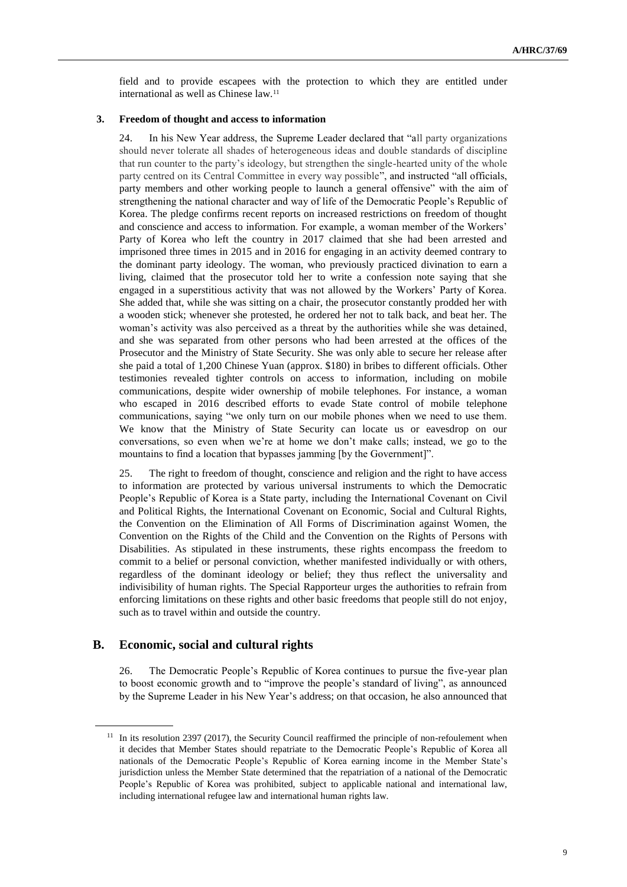field and to provide escapees with the protection to which they are entitled under international as well as Chinese law.[11]

### 3. Freedom of thought and access to information

24. In his New Year address, the Supreme Leader declared that "all party organizations should never tolerate all shades of heterogeneous ideas and double standards of discipline that run counter to the party's ideology, but strengthen the single-hearted unity of the whole party centred on its Central Committee in every way possible", and instructed "all officials, party members and other working people to launch a general offensive" with the aim of strengthening the national character and way of life of the Democratic People's Republic of Korea. The pledge confirms recent reports on increased restrictions on freedom of thought and conscience and access to information. For example, a woman member of the Workers' Party of Korea who left the country in 2017 claimed that she had been arrested and imprisoned three times in 2015 and in 2016 for engaging in an activity deemed contrary to the dominant party ideology. The woman, who previously practiced divination to earn a living, claimed that the prosecutor told her to write a confession note saying that she engaged in a superstitious activity that was not allowed by the Workers' Party of Korea. She added that, while she was sitting on a chair, the prosecutor constantly prodded her with a wooden stick; whenever she protested, he ordered her not to talk back, and beat her. The woman's activity was also perceived as a threat by the authorities while she was detained, and she was separated from other persons who had been arrested at the offices of the Prosecutor and the Ministry of State Security. She was only able to secure her release after she paid a total of 1,200 Chinese Yuan (approx. $180) in bribes to different officials. Other testimonies revealed tighter controls on access to information, including on mobile communications, despite wider ownership of mobile telephones. For instance, a woman who escaped in 2016 described efforts to evade State control of mobile telephone communications, saying "we only turn on our mobile phones when we need to use them. We know that the Ministry of State Security can locate us or eavesdrop on our conversations, so even when we're at home we don't make calls; instead, we go to the mountains to find a location that bypasses jamming [by the Government]".

25. The right to freedom of thought, conscience and religion and the right to have access to information are protected by various universal instruments to which the Democratic People's Republic of Korea is a State party, including the International Covenant on Civil and Political Rights, the International Covenant on Economic, Social and Cultural Rights, the Convention on the Elimination of All Forms of Discrimination against Women, the Convention on the Rights of the Child and the Convention on the Rights of Persons with Disabilities. As stipulated in these instruments, these rights encompass the freedom to commit to a belief or personal conviction, whether manifested individually or with others, regardless of the dominant ideology or belief; they thus reflect the universality and indivisibility of human rights. The Special Rapporteur urges the authorities to refrain from enforcing limitations on these rights and other basic freedoms that people still do not enjoy, such as to travel within and outside the country.

## B. Economic, social and cultural rights

26. The Democratic People's Republic of Korea continues to pursue the five-year plan to boost economic growth and to "improve the people's standard of living", as announced by the Supreme Leader in his New Year's address; on that occasion, he also announced that

[11] In its resolution 2397 (2017), the Security Council reaffirmed the principle of non-refoulement when it decides that Member States should repatriate to the Democratic People's Republic of Korea all nationals of the Democratic People's Republic of Korea earning income in the Member State's jurisdiction unless the Member State determined that the repatriation of a national of the Democratic People's Republic of Korea was prohibited, subject to applicable national and international law, including international refugee law and international human rights law.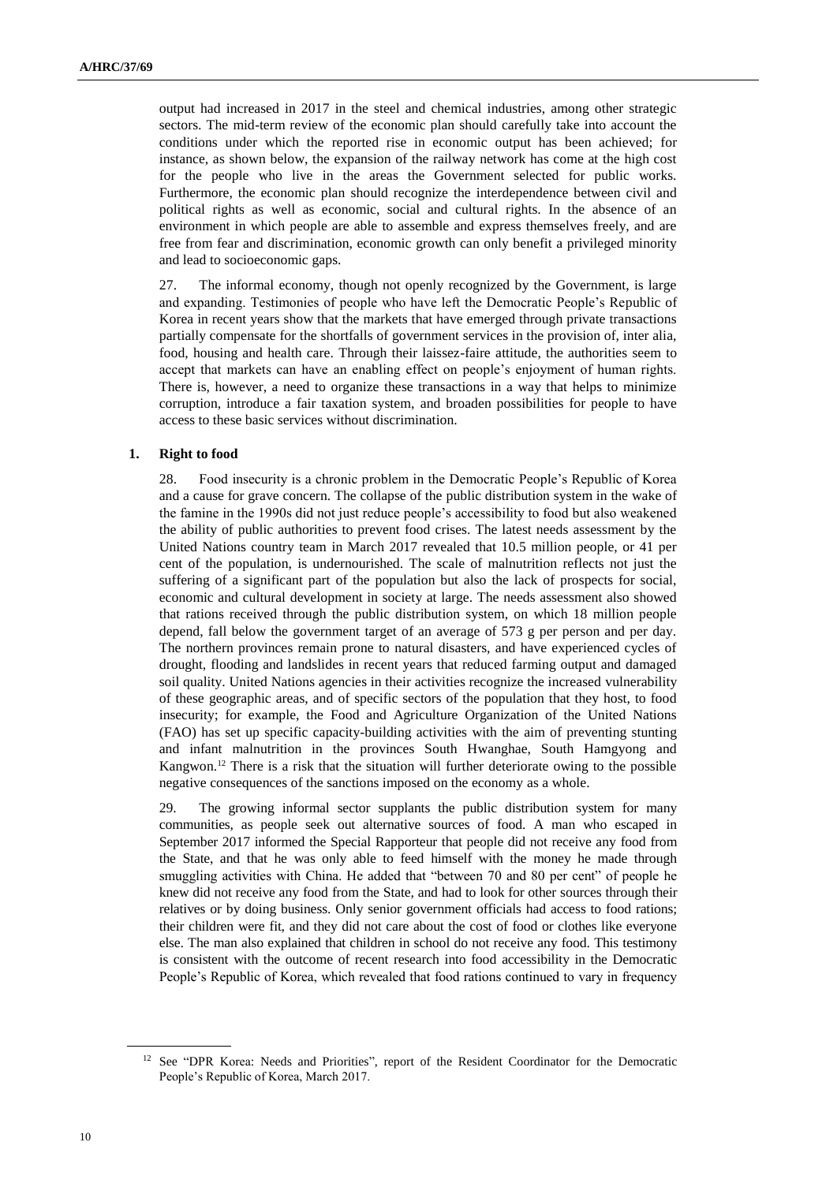output had increased in 2017 in the steel and chemical industries, among other strategic sectors. The mid-term review of the economic plan should carefully take into account the conditions under which the reported rise in economic output has been achieved; for instance, as shown below, the expansion of the railway network has come at the high cost for the people who live in the areas the Government selected for public works. Furthermore, the economic plan should recognize the interdependence between civil and political rights as well as economic, social and cultural rights. In the absence of an environment in which people are able to assemble and express themselves freely, and are free from fear and discrimination, economic growth can only benefit a privileged minority and lead to socioeconomic gaps.

27. The informal economy, though not openly recognized by the Government, is large and expanding. Testimonies of people who have left the Democratic People's Republic of Korea in recent years show that the markets that have emerged through private transactions partially compensate for the shortfalls of government services in the provision of, inter alia, food, housing and health care. Through their laissez-faire attitude, the authorities seem to accept that markets can have an enabling effect on people's enjoyment of human rights. There is, however, a need to organize these transactions in a way that helps to minimize corruption, introduce a fair taxation system, and broaden possibilities for people to have access to these basic services without discrimination.

### 1. Right to food

28. Food insecurity is a chronic problem in the Democratic People's Republic of Korea and a cause for grave concern. The collapse of the public distribution system in the wake of the famine in the 1990s did not just reduce people's accessibility to food but also weakened the ability of public authorities to prevent food crises. The latest needs assessment by the United Nations country team in March 2017 revealed that 10.5 million people, or 41 per cent of the population, is undernourished. The scale of malnutrition reflects not just the suffering of a significant part of the population but also the lack of prospects for social, economic and cultural development in society at large. The needs assessment also showed that rations received through the public distribution system, on which 18 million people depend, fall below the government target of an average of 573 g per person and per day. The northern provinces remain prone to natural disasters, and have experienced cycles of drought, flooding and landslides in recent years that reduced farming output and damaged soil quality. United Nations agencies in their activities recognize the increased vulnerability of these geographic areas, and of specific sectors of the population that they host, to food insecurity; for example, the Food and Agriculture Organization of the United Nations (FAO) has set up specific capacity-building activities with the aim of preventing stunting and infant malnutrition in the provinces South Hwanghae, South Hamgyong and Kangwon.[12] There is a risk that the situation will further deteriorate owing to the possible negative consequences of the sanctions imposed on the economy as a whole.

29. The growing informal sector supplants the public distribution system for many communities, as people seek out alternative sources of food. A man who escaped in September 2017 informed the Special Rapporteur that people did not receive any food from the State, and that he was only able to feed himself with the money he made through smuggling activities with China. He added that "between 70 and 80 per cent" of people he knew did not receive any food from the State, and had to look for other sources through their relatives or by doing business. Only senior government officials had access to food rations; their children were fit, and they did not care about the cost of food or clothes like everyone else. The man also explained that children in school do not receive any food. This testimony is consistent with the outcome of recent research into food accessibility in the Democratic People's Republic of Korea, which revealed that food rations continued to vary in frequency

---

[12] See "DPR Korea: Needs and Priorities", report of the Resident Coordinator for the Democratic People's Republic of Korea, March 2017.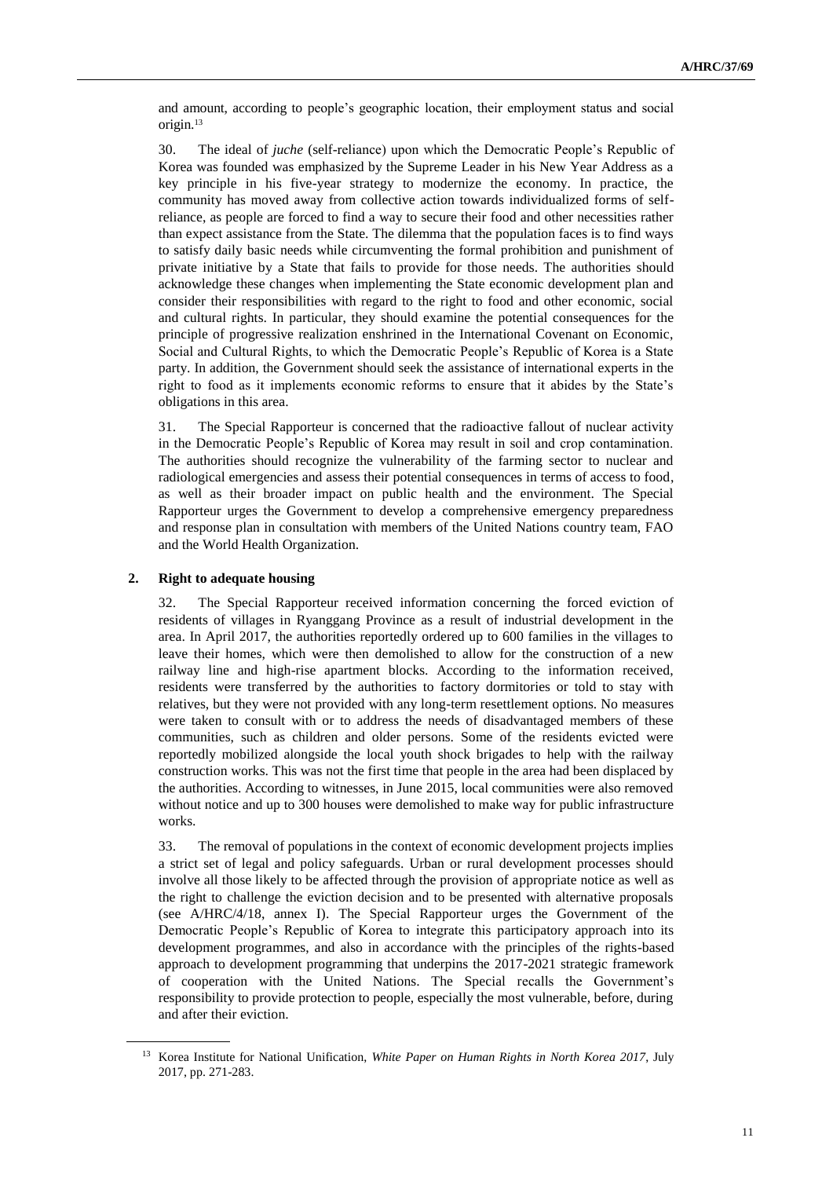and amount, according to people's geographic location, their employment status and social origin.[13]

30. The ideal of *juche* (self-reliance) upon which the Democratic People's Republic of Korea was founded was emphasized by the Supreme Leader in his New Year Address as a key principle in his five-year strategy to modernize the economy. In practice, the community has moved away from collective action towards individualized forms of self-reliance, as people are forced to find a way to secure their food and other necessities rather than expect assistance from the State. The dilemma that the population faces is to find ways to satisfy daily basic needs while circumventing the formal prohibition and punishment of private initiative by a State that fails to provide for those needs. The authorities should acknowledge these changes when implementing the State economic development plan and consider their responsibilities with regard to the right to food and other economic, social and cultural rights. In particular, they should examine the potential consequences for the principle of progressive realization enshrined in the International Covenant on Economic, Social and Cultural Rights, to which the Democratic People's Republic of Korea is a State party. In addition, the Government should seek the assistance of international experts in the right to food as it implements economic reforms to ensure that it abides by the State's obligations in this area.

31. The Special Rapporteur is concerned that the radioactive fallout of nuclear activity in the Democratic People's Republic of Korea may result in soil and crop contamination. The authorities should recognize the vulnerability of the farming sector to nuclear and radiological emergencies and assess their potential consequences in terms of access to food, as well as their broader impact on public health and the environment. The Special Rapporteur urges the Government to develop a comprehensive emergency preparedness and response plan in consultation with members of the United Nations country team, FAO and the World Health Organization.

### 2. Right to adequate housing

32. The Special Rapporteur received information concerning the forced eviction of residents of villages in Ryanggang Province as a result of industrial development in the area. In April 2017, the authorities reportedly ordered up to 600 families in the villages to leave their homes, which were then demolished to allow for the construction of a new railway line and high-rise apartment blocks. According to the information received, residents were transferred by the authorities to factory dormitories or told to stay with relatives, but they were not provided with any long-term resettlement options. No measures were taken to consult with or to address the needs of disadvantaged members of these communities, such as children and older persons. Some of the residents evicted were reportedly mobilized alongside the local youth shock brigades to help with the railway construction works. This was not the first time that people in the area had been displaced by the authorities. According to witnesses, in June 2015, local communities were also removed without notice and up to 300 houses were demolished to make way for public infrastructure works.

33. The removal of populations in the context of economic development projects implies a strict set of legal and policy safeguards. Urban or rural development processes should involve all those likely to be affected through the provision of appropriate notice as well as the right to challenge the eviction decision and to be presented with alternative proposals (see A/HRC/4/18, annex I). The Special Rapporteur urges the Government of the Democratic People's Republic of Korea to integrate this participatory approach into its development programmes, and also in accordance with the principles of the rights-based approach to development programming that underpins the 2017-2021 strategic framework of cooperation with the United Nations. The Special recalls the Government's responsibility to provide protection to people, especially the most vulnerable, before, during and after their eviction.

---

[13] Korea Institute for National Unification, *White Paper on Human Rights in North Korea 2017*, July 2017, pp. 271-283.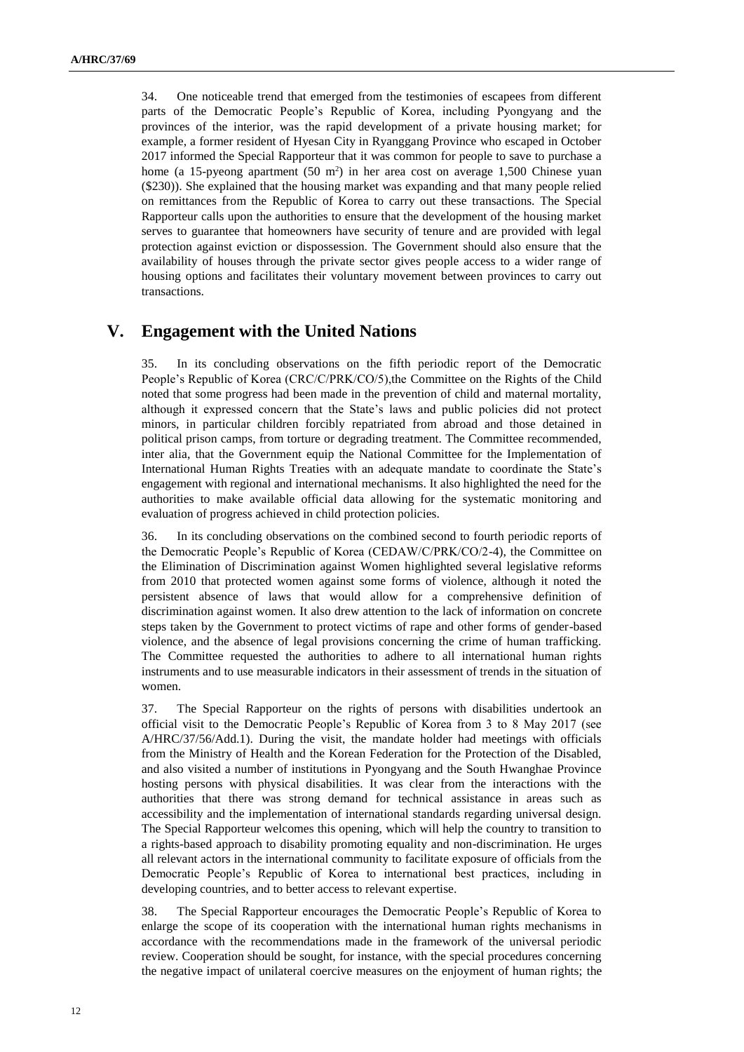34. One noticeable trend that emerged from the testimonies of escapees from different parts of the Democratic People's Republic of Korea, including Pyongyang and the provinces of the interior, was the rapid development of a private housing market; for example, a former resident of Hyesan City in Ryanggang Province who escaped in October 2017 informed the Special Rapporteur that it was common for people to save to purchase a home (a 15-pyeong apartment (50 m²) in her area cost on average 1,500 Chinese yuan ($230)). She explained that the housing market was expanding and that many people relied on remittances from the Republic of Korea to carry out these transactions. The Special Rapporteur calls upon the authorities to ensure that the development of the housing market serves to guarantee that homeowners have security of tenure and are provided with legal protection against eviction or dispossession. The Government should also ensure that the availability of houses through the private sector gives people access to a wider range of housing options and facilitates their voluntary movement between provinces to carry out transactions.

## V. Engagement with the United Nations

35. In its concluding observations on the fifth periodic report of the Democratic People's Republic of Korea (CRC/C/PRK/CO/5),the Committee on the Rights of the Child noted that some progress had been made in the prevention of child and maternal mortality, although it expressed concern that the State's laws and public policies did not protect minors, in particular children forcibly repatriated from abroad and those detained in political prison camps, from torture or degrading treatment. The Committee recommended, inter alia, that the Government equip the National Committee for the Implementation of International Human Rights Treaties with an adequate mandate to coordinate the State's engagement with regional and international mechanisms. It also highlighted the need for the authorities to make available official data allowing for the systematic monitoring and evaluation of progress achieved in child protection policies.

36. In its concluding observations on the combined second to fourth periodic reports of the Democratic People's Republic of Korea (CEDAW/C/PRK/CO/2-4), the Committee on the Elimination of Discrimination against Women highlighted several legislative reforms from 2010 that protected women against some forms of violence, although it noted the persistent absence of laws that would allow for a comprehensive definition of discrimination against women. It also drew attention to the lack of information on concrete steps taken by the Government to protect victims of rape and other forms of gender-based violence, and the absence of legal provisions concerning the crime of human trafficking. The Committee requested the authorities to adhere to all international human rights instruments and to use measurable indicators in their assessment of trends in the situation of women.

37. The Special Rapporteur on the rights of persons with disabilities undertook an official visit to the Democratic People's Republic of Korea from 3 to 8 May 2017 (see A/HRC/37/56/Add.1). During the visit, the mandate holder had meetings with officials from the Ministry of Health and the Korean Federation for the Protection of the Disabled, and also visited a number of institutions in Pyongyang and the South Hwanghae Province hosting persons with physical disabilities. It was clear from the interactions with the authorities that there was strong demand for technical assistance in areas such as accessibility and the implementation of international standards regarding universal design. The Special Rapporteur welcomes this opening, which will help the country to transition to a rights-based approach to disability promoting equality and non-discrimination. He urges all relevant actors in the international community to facilitate exposure of officials from the Democratic People's Republic of Korea to international best practices, including in developing countries, and to better access to relevant expertise.

38. The Special Rapporteur encourages the Democratic People's Republic of Korea to enlarge the scope of its cooperation with the international human rights mechanisms in accordance with the recommendations made in the framework of the universal periodic review. Cooperation should be sought, for instance, with the special procedures concerning the negative impact of unilateral coercive measures on the enjoyment of human rights; the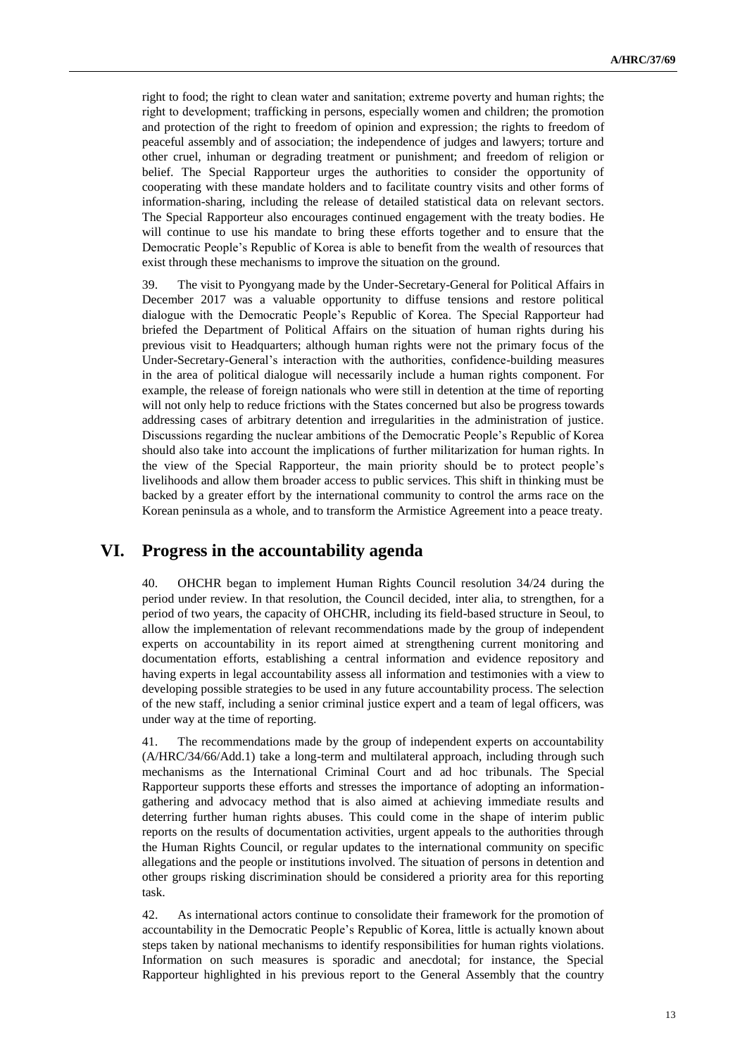right to food; the right to clean water and sanitation; extreme poverty and human rights; the right to development; trafficking in persons, especially women and children; the promotion and protection of the right to freedom of opinion and expression; the rights to freedom of peaceful assembly and of association; the independence of judges and lawyers; torture and other cruel, inhuman or degrading treatment or punishment; and freedom of religion or belief. The Special Rapporteur urges the authorities to consider the opportunity of cooperating with these mandate holders and to facilitate country visits and other forms of information-sharing, including the release of detailed statistical data on relevant sectors. The Special Rapporteur also encourages continued engagement with the treaty bodies. He will continue to use his mandate to bring these efforts together and to ensure that the Democratic People's Republic of Korea is able to benefit from the wealth of resources that exist through these mechanisms to improve the situation on the ground.

39. The visit to Pyongyang made by the Under-Secretary-General for Political Affairs in December 2017 was a valuable opportunity to diffuse tensions and restore political dialogue with the Democratic People's Republic of Korea. The Special Rapporteur had briefed the Department of Political Affairs on the situation of human rights during his previous visit to Headquarters; although human rights were not the primary focus of the Under-Secretary-General's interaction with the authorities, confidence-building measures in the area of political dialogue will necessarily include a human rights component. For example, the release of foreign nationals who were still in detention at the time of reporting will not only help to reduce frictions with the States concerned but also be progress towards addressing cases of arbitrary detention and irregularities in the administration of justice. Discussions regarding the nuclear ambitions of the Democratic People's Republic of Korea should also take into account the implications of further militarization for human rights. In the view of the Special Rapporteur, the main priority should be to protect people's livelihoods and allow them broader access to public services. This shift in thinking must be backed by a greater effort by the international community to control the arms race on the Korean peninsula as a whole, and to transform the Armistice Agreement into a peace treaty.

## VI. Progress in the accountability agenda

40. OHCHR began to implement Human Rights Council resolution 34/24 during the period under review. In that resolution, the Council decided, inter alia, to strengthen, for a period of two years, the capacity of OHCHR, including its field-based structure in Seoul, to allow the implementation of relevant recommendations made by the group of independent experts on accountability in its report aimed at strengthening current monitoring and documentation efforts, establishing a central information and evidence repository and having experts in legal accountability assess all information and testimonies with a view to developing possible strategies to be used in any future accountability process. The selection of the new staff, including a senior criminal justice expert and a team of legal officers, was under way at the time of reporting.

41. The recommendations made by the group of independent experts on accountability (A/HRC/34/66/Add.1) take a long-term and multilateral approach, including through such mechanisms as the International Criminal Court and ad hoc tribunals. The Special Rapporteur supports these efforts and stresses the importance of adopting an information-gathering and advocacy method that is also aimed at achieving immediate results and deterring further human rights abuses. This could come in the shape of interim public reports on the results of documentation activities, urgent appeals to the authorities through the Human Rights Council, or regular updates to the international community on specific allegations and the people or institutions involved. The situation of persons in detention and other groups risking discrimination should be considered a priority area for this reporting task.

42. As international actors continue to consolidate their framework for the promotion of accountability in the Democratic People's Republic of Korea, little is actually known about steps taken by national mechanisms to identify responsibilities for human rights violations. Information on such measures is sporadic and anecdotal; for instance, the Special Rapporteur highlighted in his previous report to the General Assembly that the country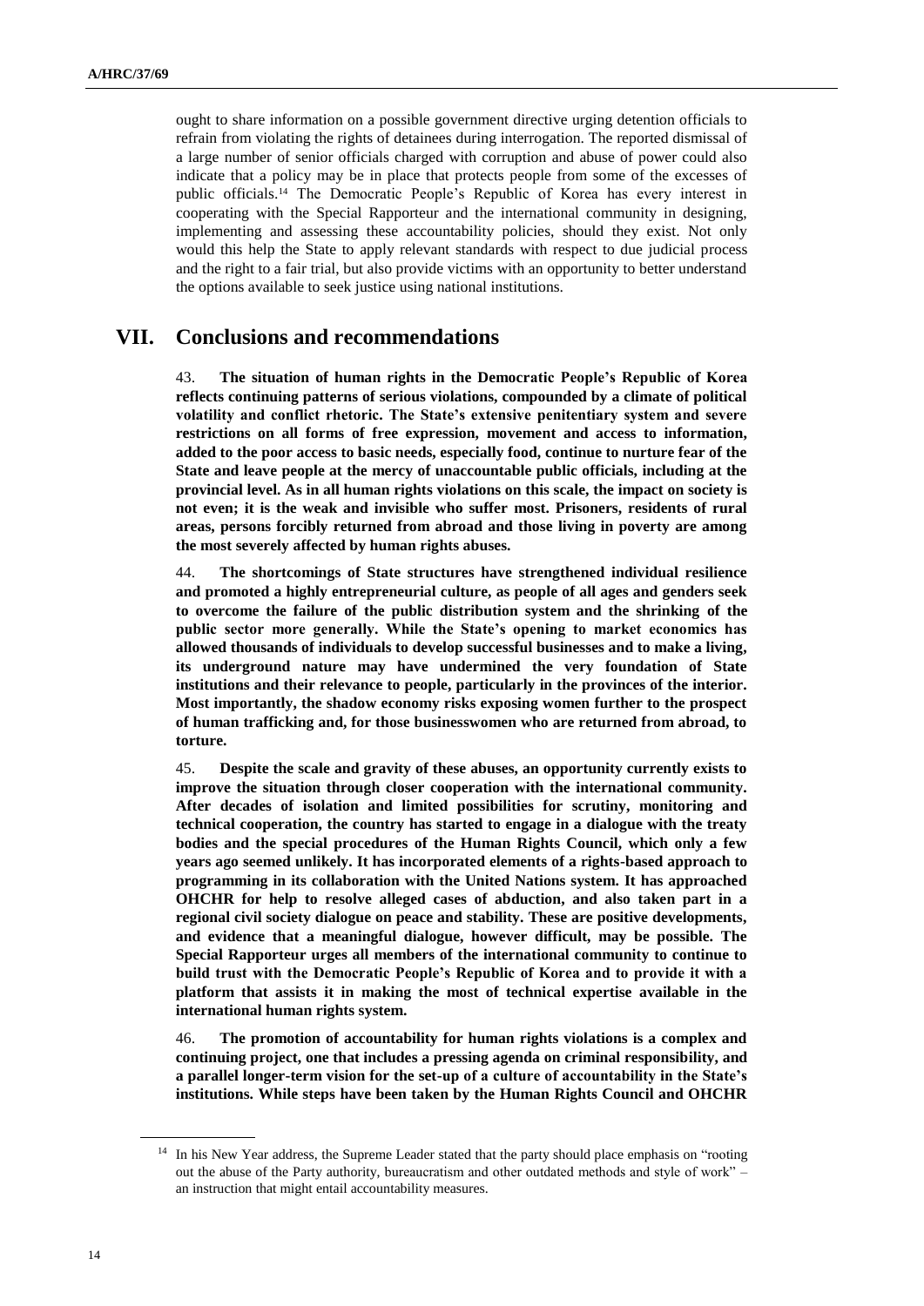ought to share information on a possible government directive urging detention officials to refrain from violating the rights of detainees during interrogation. The reported dismissal of a large number of senior officials charged with corruption and abuse of power could also indicate that a policy may be in place that protects people from some of the excesses of public officials.[14] The Democratic People's Republic of Korea has every interest in cooperating with the Special Rapporteur and the international community in designing, implementing and assessing these accountability policies, should they exist. Not only would this help the State to apply relevant standards with respect to due judicial process and the right to a fair trial, but also provide victims with an opportunity to better understand the options available to seek justice using national institutions.

## VII. Conclusions and recommendations

43. **The situation of human rights in the Democratic People's Republic of Korea reflects continuing patterns of serious violations, compounded by a climate of political volatility and conflict rhetoric. The State's extensive penitentiary system and severe restrictions on all forms of free expression, movement and access to information, added to the poor access to basic needs, especially food, continue to nurture fear of the State and leave people at the mercy of unaccountable public officials, including at the provincial level. As in all human rights violations on this scale, the impact on society is not even; it is the weak and invisible who suffer most. Prisoners, residents of rural areas, persons forcibly returned from abroad and those living in poverty are among the most severely affected by human rights abuses.**

44. **The shortcomings of State structures have strengthened individual resilience and promoted a highly entrepreneurial culture, as people of all ages and genders seek to overcome the failure of the public distribution system and the shrinking of the public sector more generally. While the State's opening to market economics has allowed thousands of individuals to develop successful businesses and to make a living, its underground nature may have undermined the very foundation of State institutions and their relevance to people, particularly in the provinces of the interior. Most importantly, the shadow economy risks exposing women further to the prospect of human trafficking and, for those businesswomen who are returned from abroad, to torture.**

45. **Despite the scale and gravity of these abuses, an opportunity currently exists to improve the situation through closer cooperation with the international community. After decades of isolation and limited possibilities for scrutiny, monitoring and technical cooperation, the country has started to engage in a dialogue with the treaty bodies and the special procedures of the Human Rights Council, which only a few years ago seemed unlikely. It has incorporated elements of a rights-based approach to programming in its collaboration with the United Nations system. It has approached OHCHR for help to resolve alleged cases of abduction, and also taken part in a regional civil society dialogue on peace and stability. These are positive developments, and evidence that a meaningful dialogue, however difficult, may be possible. The Special Rapporteur urges all members of the international community to continue to build trust with the Democratic People's Republic of Korea and to provide it with a platform that assists it in making the most of technical expertise available in the international human rights system.**

46. **The promotion of accountability for human rights violations is a complex and continuing project, one that includes a pressing agenda on criminal responsibility, and a parallel longer-term vision for the set-up of a culture of accountability in the State's institutions. While steps have been taken by the Human Rights Council and OHCHR**

[14] In his New Year address, the Supreme Leader stated that the party should place emphasis on "rooting out the abuse of the Party authority, bureaucratism and other outdated methods and style of work" – an instruction that might entail accountability measures.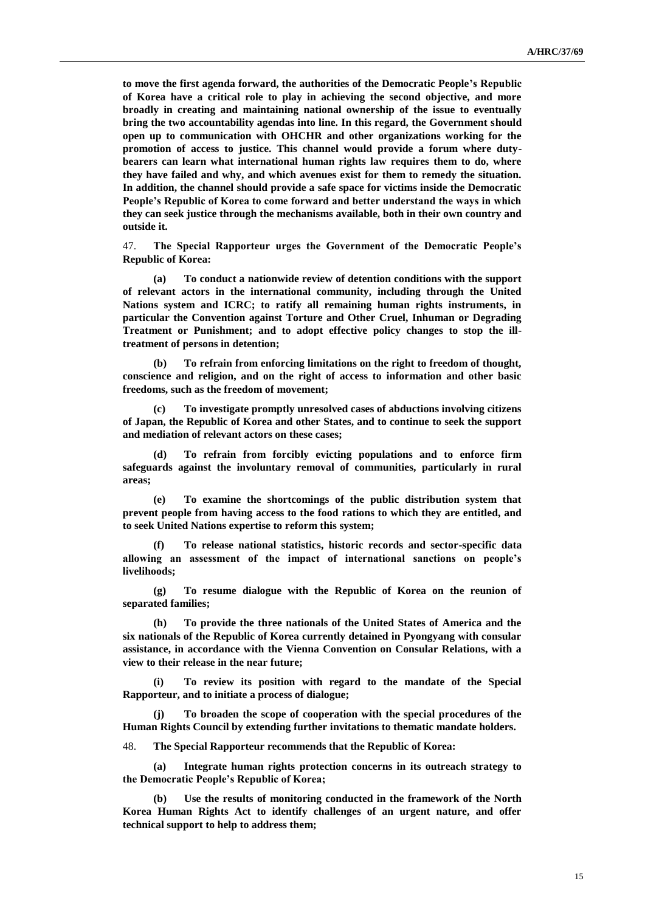**to move the first agenda forward, the authorities of the Democratic People's Republic of Korea have a critical role to play in achieving the second objective, and more broadly in creating and maintaining national ownership of the issue to eventually bring the two accountability agendas into line. In this regard, the Government should open up to communication with OHCHR and other organizations working for the promotion of access to justice. This channel would provide a forum where duty-bearers can learn what international human rights law requires them to do, where they have failed and why, and which avenues exist for them to remedy the situation. In addition, the channel should provide a safe space for victims inside the Democratic People's Republic of Korea to come forward and better understand the ways in which they can seek justice through the mechanisms available, both in their own country and outside it.**

47. **The Special Rapporteur urges the Government of the Democratic People's Republic of Korea:**

**(a) To conduct a nationwide review of detention conditions with the support of relevant actors in the international community, including through the United Nations system and ICRC; to ratify all remaining human rights instruments, in particular the Convention against Torture and Other Cruel, Inhuman or Degrading Treatment or Punishment; and to adopt effective policy changes to stop the ill-treatment of persons in detention;**

**(b) To refrain from enforcing limitations on the right to freedom of thought, conscience and religion, and on the right of access to information and other basic freedoms, such as the freedom of movement;**

**(c) To investigate promptly unresolved cases of abductions involving citizens of Japan, the Republic of Korea and other States, and to continue to seek the support and mediation of relevant actors on these cases;**

**(d) To refrain from forcibly evicting populations and to enforce firm safeguards against the involuntary removal of communities, particularly in rural areas;**

**(e) To examine the shortcomings of the public distribution system that prevent people from having access to the food rations to which they are entitled, and to seek United Nations expertise to reform this system;**

**(f) To release national statistics, historic records and sector-specific data allowing an assessment of the impact of international sanctions on people's livelihoods;**

**(g) To resume dialogue with the Republic of Korea on the reunion of separated families;**

**(h) To provide the three nationals of the United States of America and the six nationals of the Republic of Korea currently detained in Pyongyang with consular assistance, in accordance with the Vienna Convention on Consular Relations, with a view to their release in the near future;**

**(i) To review its position with regard to the mandate of the Special Rapporteur, and to initiate a process of dialogue;**

**(j) To broaden the scope of cooperation with the special procedures of the Human Rights Council by extending further invitations to thematic mandate holders.**

48. **The Special Rapporteur recommends that the Republic of Korea:**

**(a) Integrate human rights protection concerns in its outreach strategy to the Democratic People's Republic of Korea;**

**(b) Use the results of monitoring conducted in the framework of the North Korea Human Rights Act to identify challenges of an urgent nature, and offer technical support to help to address them;**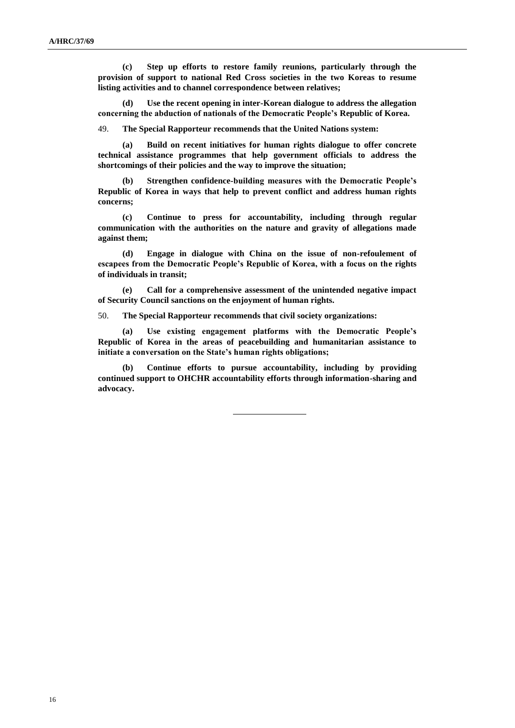**(c) Step up efforts to restore family reunions, particularly through the provision of support to national Red Cross societies in the two Koreas to resume listing activities and to channel correspondence between relatives;**

**(d) Use the recent opening in inter-Korean dialogue to address the allegation concerning the abduction of nationals of the Democratic People's Republic of Korea.**

49. **The Special Rapporteur recommends that the United Nations system:**

**(a) Build on recent initiatives for human rights dialogue to offer concrete technical assistance programmes that help government officials to address the shortcomings of their policies and the way to improve the situation;**

**(b) Strengthen confidence-building measures with the Democratic People's Republic of Korea in ways that help to prevent conflict and address human rights concerns;**

**(c) Continue to press for accountability, including through regular communication with the authorities on the nature and gravity of allegations made against them;**

**(d) Engage in dialogue with China on the issue of non-refoulement of escapees from the Democratic People's Republic of Korea, with a focus on the rights of individuals in transit;**

**(e) Call for a comprehensive assessment of the unintended negative impact of Security Council sanctions on the enjoyment of human rights.**

50. **The Special Rapporteur recommends that civil society organizations:**

**(a) Use existing engagement platforms with the Democratic People's Republic of Korea in the areas of peacebuilding and humanitarian assistance to initiate a conversation on the State's human rights obligations;**

**(b) Continue efforts to pursue accountability, including by providing continued support to OHCHR accountability efforts through information-sharing and advocacy.**